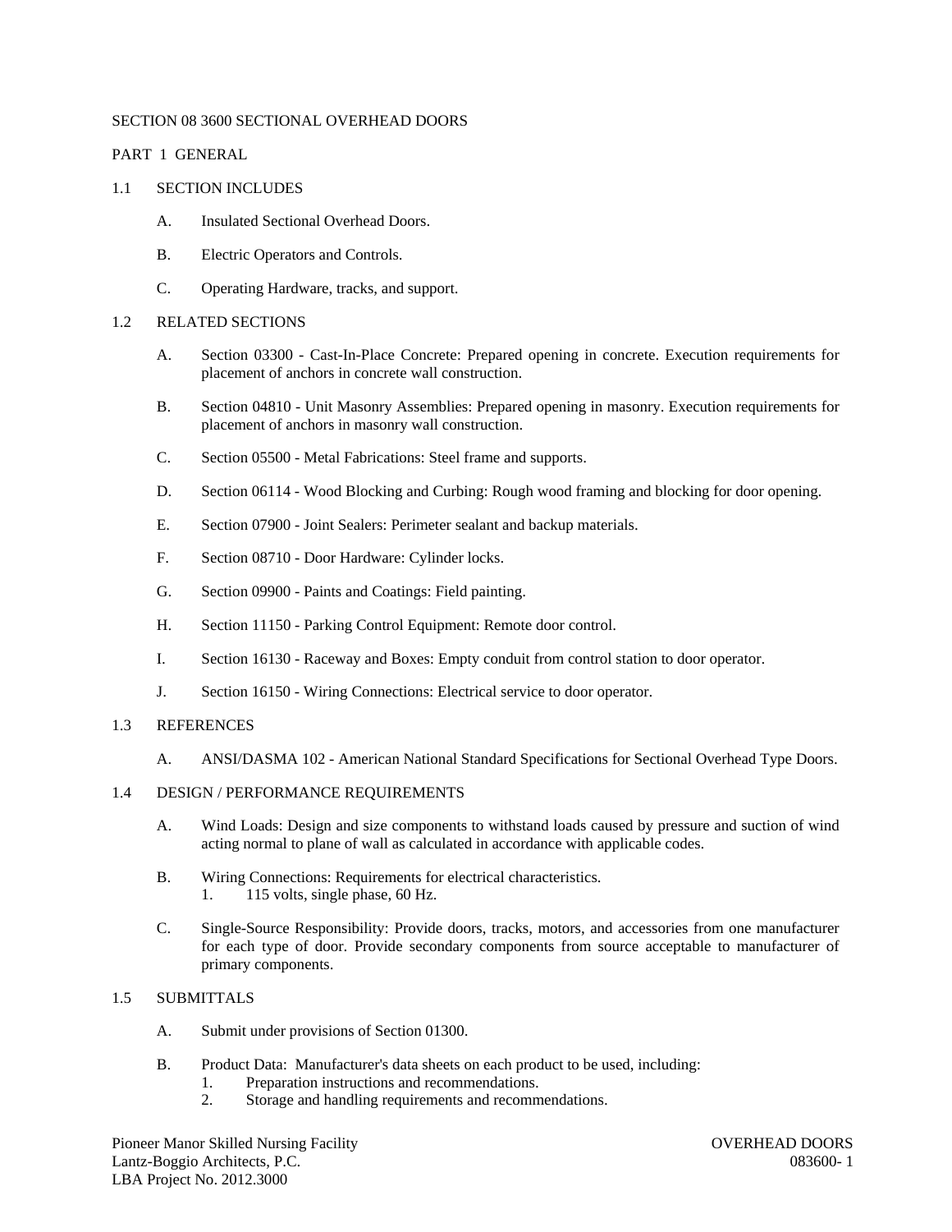# SECTION 08 3600 SECTIONAL OVERHEAD DOORS

## PART 1 GENERAL

### 1.1 SECTION INCLUDES

A. Insulated Sectional Overhead Doors.

B. Electric Operators and Controls.

C. Operating Hardware, tracks, and support.

### 1.2 RELATED SECTIONS

A. Section 03300 - Cast-In-Place Concrete: Prepared opening in concrete. Execution requirements for placement of anchors in concrete wall construction.

B. Section 04810 - Unit Masonry Assemblies: Prepared opening in masonry. Execution requirements for placement of anchors in masonry wall construction.

C. Section 05500 - Metal Fabrications: Steel frame and supports.

D. Section 06114 - Wood Blocking and Curbing: Rough wood framing and blocking for door opening.

E. Section 07900 - Joint Sealers: Perimeter sealant and backup materials.

F. Section 08710 - Door Hardware: Cylinder locks.

G. Section 09900 - Paints and Coatings: Field painting.

H. Section 11150 - Parking Control Equipment: Remote door control.

I. Section 16130 - Raceway and Boxes: Empty conduit from control station to door operator.

J. Section 16150 - Wiring Connections: Electrical service to door operator.

### 1.3 REFERENCES

A. ANSI/DASMA 102 - American National Standard Specifications for Sectional Overhead Type Doors.

### 1.4 DESIGN / PERFORMANCE REQUIREMENTS

A. Wind Loads: Design and size components to withstand loads caused by pressure and suction of wind acting normal to plane of wall as calculated in accordance with applicable codes.

B. Wiring Connections: Requirements for electrical characteristics.
   1. 115 volts, single phase, 60 Hz.

C. Single-Source Responsibility: Provide doors, tracks, motors, and accessories from one manufacturer for each type of door. Provide secondary components from source acceptable to manufacturer of primary components.

### 1.5 SUBMITTALS

A. Submit under provisions of Section 01300.

B. Product Data: Manufacturer's data sheets on each product to be used, including:
   1. Preparation instructions and recommendations.
   2. Storage and handling requirements and recommendations.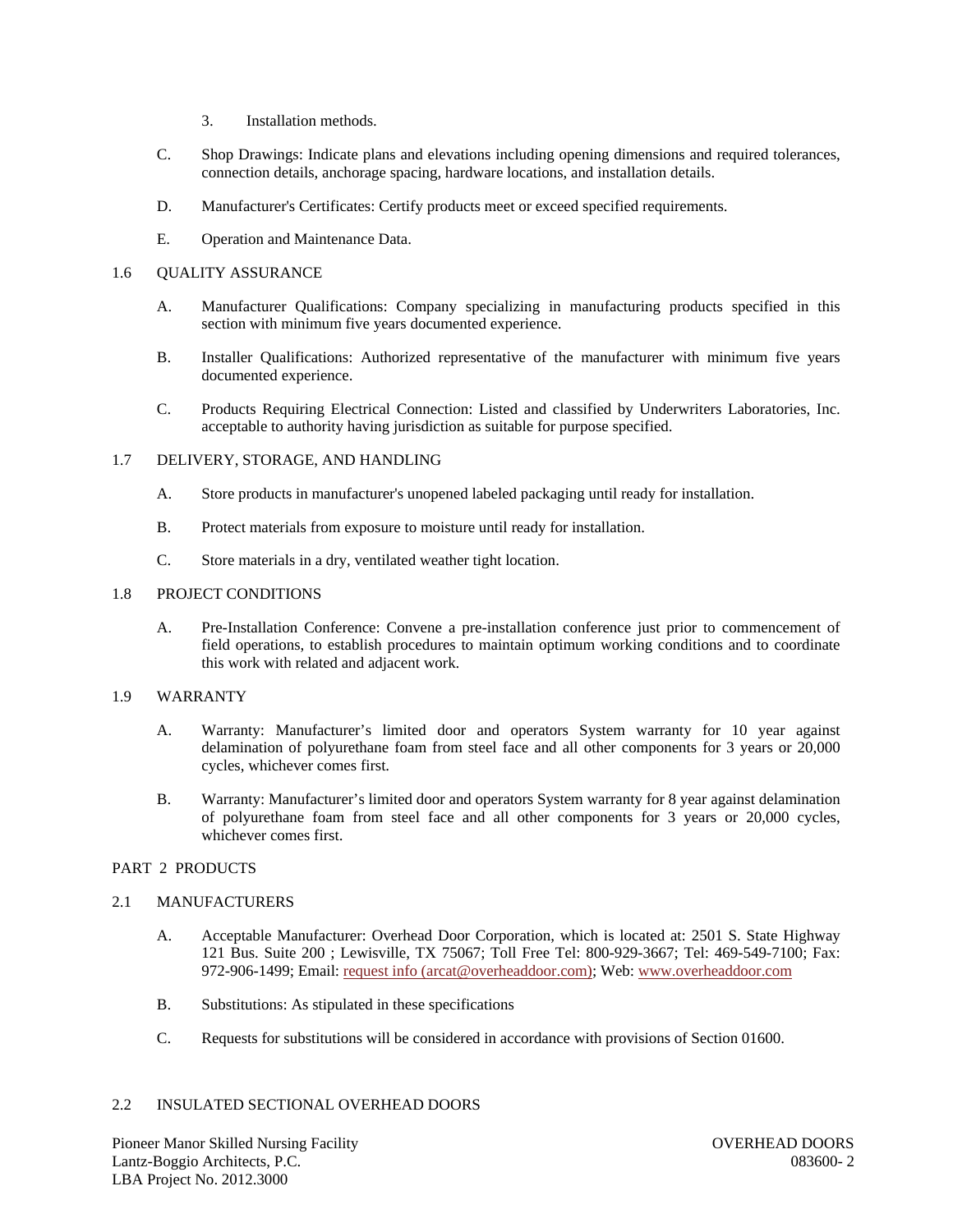3. Installation methods.

C. Shop Drawings: Indicate plans and elevations including opening dimensions and required tolerances, connection details, anchorage spacing, hardware locations, and installation details.

D. Manufacturer's Certificates: Certify products meet or exceed specified requirements.

E. Operation and Maintenance Data.

## 1.6 QUALITY ASSURANCE

A. Manufacturer Qualifications: Company specializing in manufacturing products specified in this section with minimum five years documented experience.

B. Installer Qualifications: Authorized representative of the manufacturer with minimum five years documented experience.

C. Products Requiring Electrical Connection: Listed and classified by Underwriters Laboratories, Inc. acceptable to authority having jurisdiction as suitable for purpose specified.

## 1.7 DELIVERY, STORAGE, AND HANDLING

A. Store products in manufacturer's unopened labeled packaging until ready for installation.

B. Protect materials from exposure to moisture until ready for installation.

C. Store materials in a dry, ventilated weather tight location.

## 1.8 PROJECT CONDITIONS

A. Pre-Installation Conference: Convene a pre-installation conference just prior to commencement of field operations, to establish procedures to maintain optimum working conditions and to coordinate this work with related and adjacent work.

## 1.9 WARRANTY

A. Warranty: Manufacturer's limited door and operators System warranty for 10 year against delamination of polyurethane foam from steel face and all other components for 3 years or 20,000 cycles, whichever comes first.

B. Warranty: Manufacturer's limited door and operators System warranty for 8 year against delamination of polyurethane foam from steel face and all other components for 3 years or 20,000 cycles, whichever comes first.

# PART 2 PRODUCTS

## 2.1 MANUFACTURERS

A. Acceptable Manufacturer: Overhead Door Corporation, which is located at: 2501 S. State Highway 121 Bus. Suite 200 ; Lewisville, TX 75067; Toll Free Tel: 800-929-3667; Tel: 469-549-7100; Fax: 972-906-1499; Email: request info (arcat@overheaddoor.com); Web: www.overheaddoor.com

B. Substitutions: As stipulated in these specifications

C. Requests for substitutions will be considered in accordance with provisions of Section 01600.

## 2.2 INSULATED SECTIONAL OVERHEAD DOORS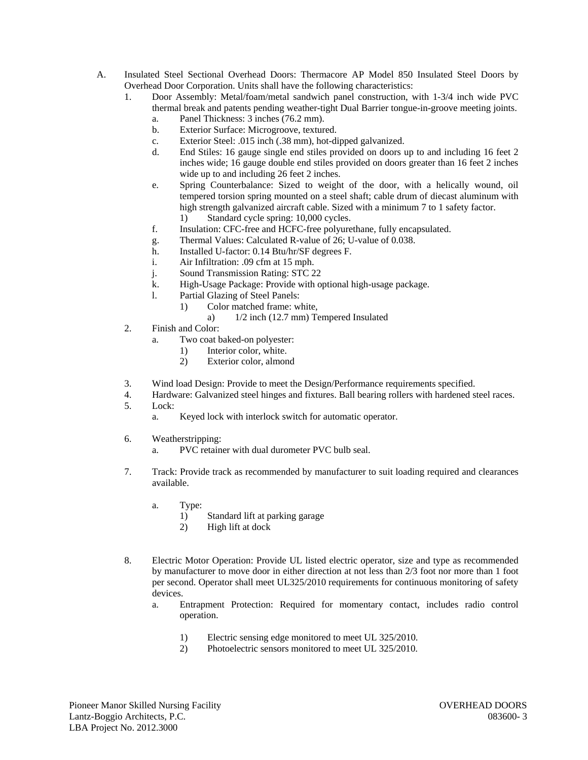A. Insulated Steel Sectional Overhead Doors: Thermacore AP Model 850 Insulated Steel Doors by Overhead Door Corporation. Units shall have the following characteristics:
   1. Door Assembly: Metal/foam/metal sandwich panel construction, with 1-3/4 inch wide PVC thermal break and patents pending weather-tight Dual Barrier tongue-in-groove meeting joints.
      a. Panel Thickness: 3 inches (76.2 mm).
      b. Exterior Surface: Microgroove, textured.
      c. Exterior Steel: .015 inch (.38 mm), hot-dipped galvanized.
      d. End Stiles: 16 gauge single end stiles provided on doors up to and including 16 feet 2 inches wide; 16 gauge double end stiles provided on doors greater than 16 feet 2 inches wide up to and including 26 feet 2 inches.
      e. Spring Counterbalance: Sized to weight of the door, with a helically wound, oil tempered torsion spring mounted on a steel shaft; cable drum of diecast aluminum with high strength galvanized aircraft cable. Sized with a minimum 7 to 1 safety factor.
         1) Standard cycle spring: 10,000 cycles.
      f. Insulation: CFC-free and HCFC-free polyurethane, fully encapsulated.
      g. Thermal Values: Calculated R-value of 26; U-value of 0.038.
      h. Installed U-factor: 0.14 Btu/hr/SF degrees F.
      i. Air Infiltration: .09 cfm at 15 mph.
      j. Sound Transmission Rating: STC 22
      k. High-Usage Package: Provide with optional high-usage package.
      l. Partial Glazing of Steel Panels:
         1) Color matched frame: white,
            a) 1/2 inch (12.7 mm) Tempered Insulated
   2. Finish and Color:
      a. Two coat baked-on polyester:
         1) Interior color, white.
         2) Exterior color, almond
   3. Wind load Design: Provide to meet the Design/Performance requirements specified.
   4. Hardware: Galvanized steel hinges and fixtures. Ball bearing rollers with hardened steel races.
   5. Lock:
      a. Keyed lock with interlock switch for automatic operator.
   6. Weatherstripping:
      a. PVC retainer with dual durometer PVC bulb seal.
   7. Track: Provide track as recommended by manufacturer to suit loading required and clearances available.
      a. Type:
         1) Standard lift at parking garage
         2) High lift at dock
   8. Electric Motor Operation: Provide UL listed electric operator, size and type as recommended by manufacturer to move door in either direction at not less than 2/3 foot nor more than 1 foot per second. Operator shall meet UL325/2010 requirements for continuous monitoring of safety devices.
      a. Entrapment Protection: Required for momentary contact, includes radio control operation.
         1) Electric sensing edge monitored to meet UL 325/2010.
         2) Photoelectric sensors monitored to meet UL 325/2010.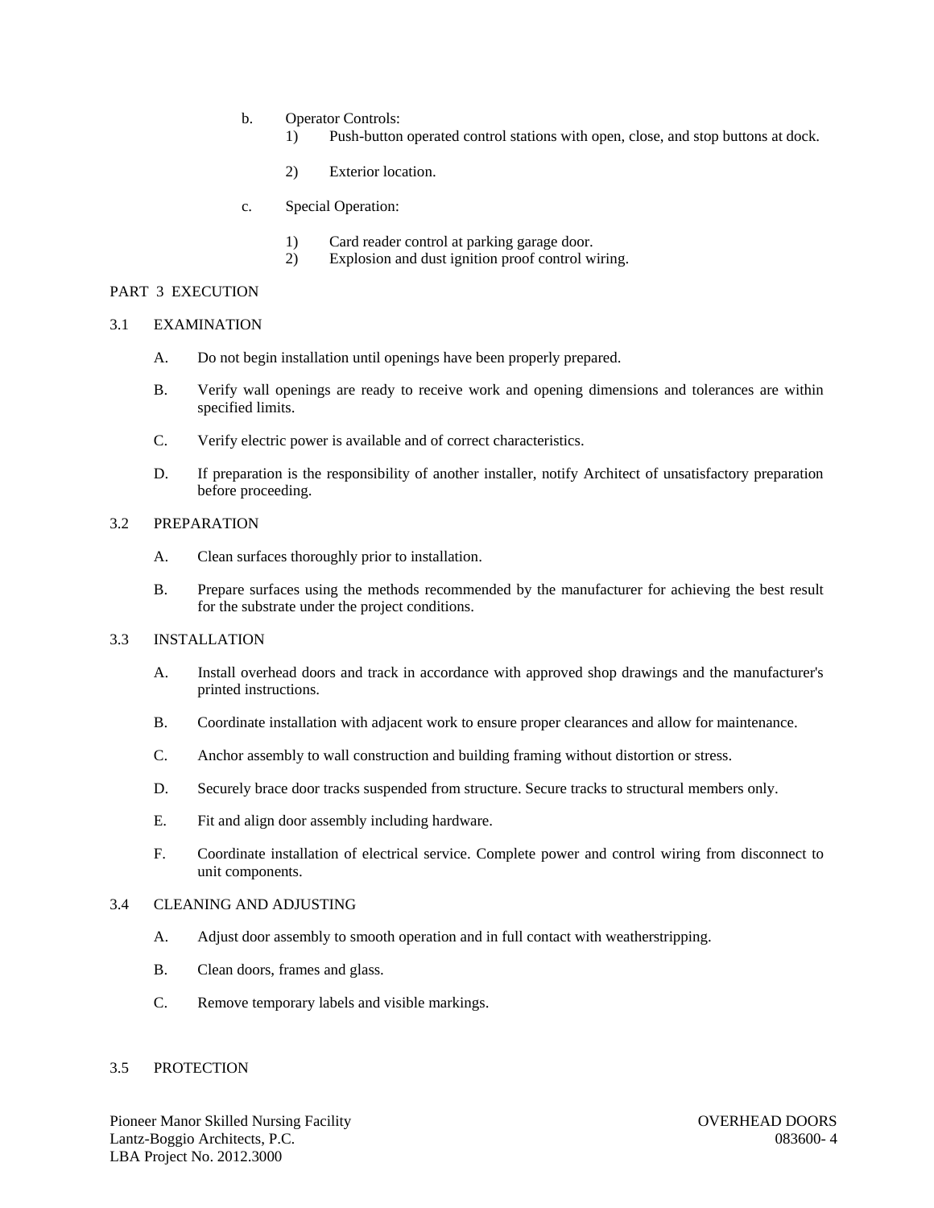b. Operator Controls:
   1) Push-button operated control stations with open, close, and stop buttons at dock.

   2) Exterior location.

c. Special Operation:

   1) Card reader control at parking garage door.
   2) Explosion and dust ignition proof control wiring.

## PART 3 EXECUTION

### 3.1 EXAMINATION

A. Do not begin installation until openings have been properly prepared.

B. Verify wall openings are ready to receive work and opening dimensions and tolerances are within specified limits.

C. Verify electric power is available and of correct characteristics.

D. If preparation is the responsibility of another installer, notify Architect of unsatisfactory preparation before proceeding.

### 3.2 PREPARATION

A. Clean surfaces thoroughly prior to installation.

B. Prepare surfaces using the methods recommended by the manufacturer for achieving the best result for the substrate under the project conditions.

### 3.3 INSTALLATION

A. Install overhead doors and track in accordance with approved shop drawings and the manufacturer's printed instructions.

B. Coordinate installation with adjacent work to ensure proper clearances and allow for maintenance.

C. Anchor assembly to wall construction and building framing without distortion or stress.

D. Securely brace door tracks suspended from structure. Secure tracks to structural members only.

E. Fit and align door assembly including hardware.

F. Coordinate installation of electrical service. Complete power and control wiring from disconnect to unit components.

### 3.4 CLEANING AND ADJUSTING

A. Adjust door assembly to smooth operation and in full contact with weatherstripping.

B. Clean doors, frames and glass.

C. Remove temporary labels and visible markings.

### 3.5 PROTECTION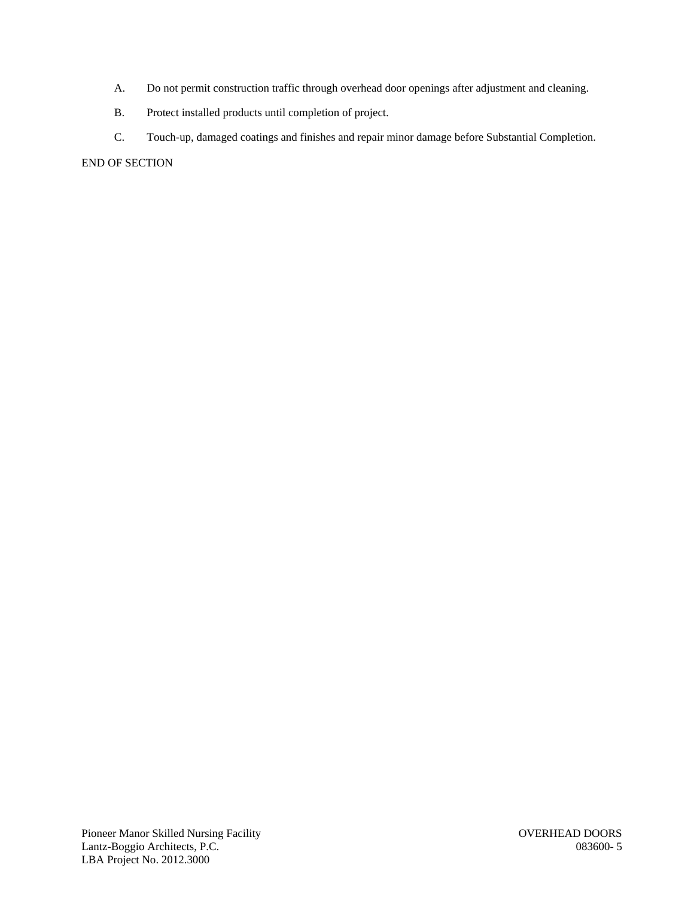A. Do not permit construction traffic through overhead door openings after adjustment and cleaning.

B. Protect installed products until completion of project.

C. Touch-up, damaged coatings and finishes and repair minor damage before Substantial Completion.

END OF SECTION